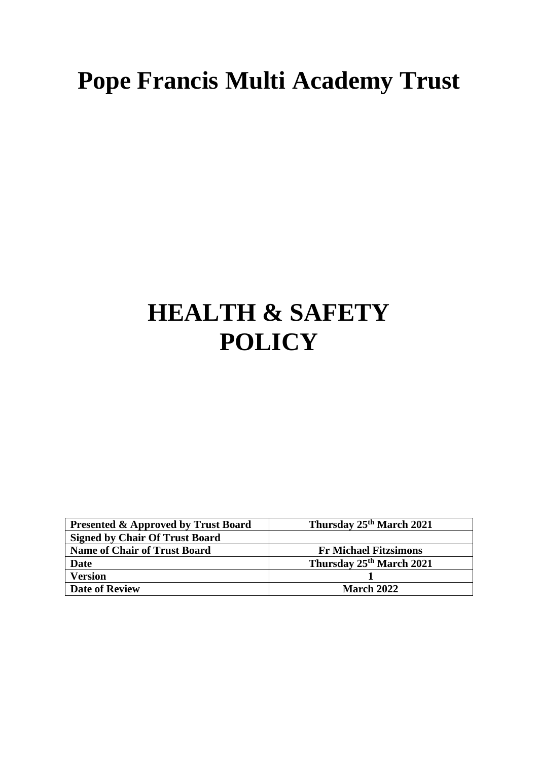# Pope Francis Multi Academy Trust

# HEALTH & SAFETY POLICY

| **Presented & Approved by Trust Board** | **Thursday 25th March 2021** |
|---|---|
| **Signed by Chair Of Trust Board** | |
| **Name of Chair of Trust Board** | **Fr Michael Fitzsimons** |
| **Date** | **Thursday 25th March 2021** |
| **Version** | **1** |
| **Date of Review** | **March 2022** |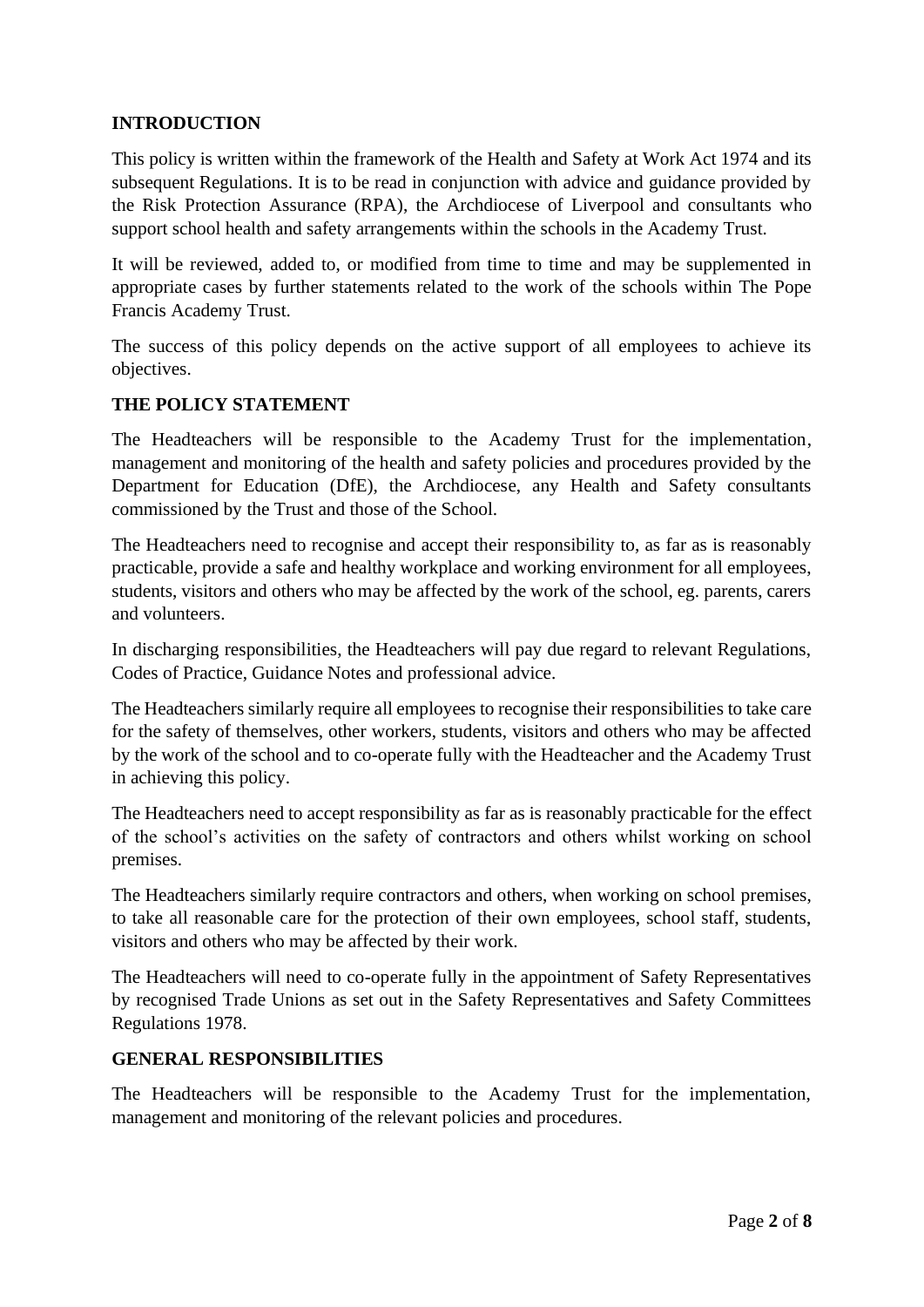## INTRODUCTION

This policy is written within the framework of the Health and Safety at Work Act 1974 and its subsequent Regulations. It is to be read in conjunction with advice and guidance provided by the Risk Protection Assurance (RPA), the Archdiocese of Liverpool and consultants who support school health and safety arrangements within the schools in the Academy Trust.

It will be reviewed, added to, or modified from time to time and may be supplemented in appropriate cases by further statements related to the work of the schools within The Pope Francis Academy Trust.

The success of this policy depends on the active support of all employees to achieve its objectives.

## THE POLICY STATEMENT

The Headteachers will be responsible to the Academy Trust for the implementation, management and monitoring of the health and safety policies and procedures provided by the Department for Education (DfE), the Archdiocese, any Health and Safety consultants commissioned by the Trust and those of the School.

The Headteachers need to recognise and accept their responsibility to, as far as is reasonably practicable, provide a safe and healthy workplace and working environment for all employees, students, visitors and others who may be affected by the work of the school, eg. parents, carers and volunteers.

In discharging responsibilities, the Headteachers will pay due regard to relevant Regulations, Codes of Practice, Guidance Notes and professional advice.

The Headteachers similarly require all employees to recognise their responsibilities to take care for the safety of themselves, other workers, students, visitors and others who may be affected by the work of the school and to co-operate fully with the Headteacher and the Academy Trust in achieving this policy.

The Headteachers need to accept responsibility as far as is reasonably practicable for the effect of the school's activities on the safety of contractors and others whilst working on school premises.

The Headteachers similarly require contractors and others, when working on school premises, to take all reasonable care for the protection of their own employees, school staff, students, visitors and others who may be affected by their work.

The Headteachers will need to co-operate fully in the appointment of Safety Representatives by recognised Trade Unions as set out in the Safety Representatives and Safety Committees Regulations 1978.

## GENERAL RESPONSIBILITIES

The Headteachers will be responsible to the Academy Trust for the implementation, management and monitoring of the relevant policies and procedures.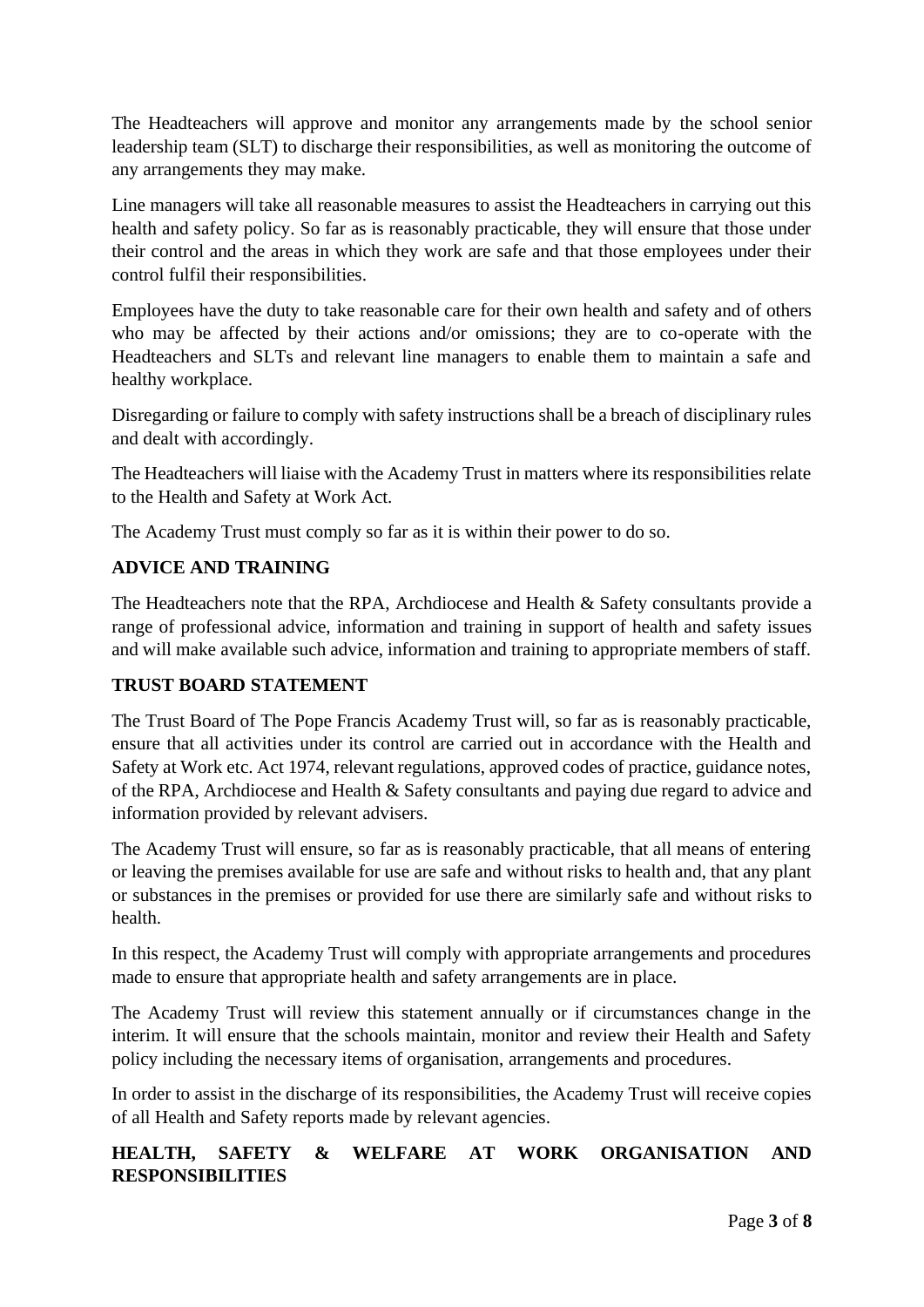The Headteachers will approve and monitor any arrangements made by the school senior leadership team (SLT) to discharge their responsibilities, as well as monitoring the outcome of any arrangements they may make.

Line managers will take all reasonable measures to assist the Headteachers in carrying out this health and safety policy. So far as is reasonably practicable, they will ensure that those under their control and the areas in which they work are safe and that those employees under their control fulfil their responsibilities.

Employees have the duty to take reasonable care for their own health and safety and of others who may be affected by their actions and/or omissions; they are to co-operate with the Headteachers and SLTs and relevant line managers to enable them to maintain a safe and healthy workplace.

Disregarding or failure to comply with safety instructions shall be a breach of disciplinary rules and dealt with accordingly.

The Headteachers will liaise with the Academy Trust in matters where its responsibilities relate to the Health and Safety at Work Act.

The Academy Trust must comply so far as it is within their power to do so.

## ADVICE AND TRAINING

The Headteachers note that the RPA, Archdiocese and Health & Safety consultants provide a range of professional advice, information and training in support of health and safety issues and will make available such advice, information and training to appropriate members of staff.

## TRUST BOARD STATEMENT

The Trust Board of The Pope Francis Academy Trust will, so far as is reasonably practicable, ensure that all activities under its control are carried out in accordance with the Health and Safety at Work etc. Act 1974, relevant regulations, approved codes of practice, guidance notes, of the RPA, Archdiocese and Health & Safety consultants and paying due regard to advice and information provided by relevant advisers.

The Academy Trust will ensure, so far as is reasonably practicable, that all means of entering or leaving the premises available for use are safe and without risks to health and, that any plant or substances in the premises or provided for use there are similarly safe and without risks to health.

In this respect, the Academy Trust will comply with appropriate arrangements and procedures made to ensure that appropriate health and safety arrangements are in place.

The Academy Trust will review this statement annually or if circumstances change in the interim. It will ensure that the schools maintain, monitor and review their Health and Safety policy including the necessary items of organisation, arrangements and procedures.

In order to assist in the discharge of its responsibilities, the Academy Trust will receive copies of all Health and Safety reports made by relevant agencies.

## HEALTH, SAFETY & WELFARE AT WORK ORGANISATION AND RESPONSIBILITIES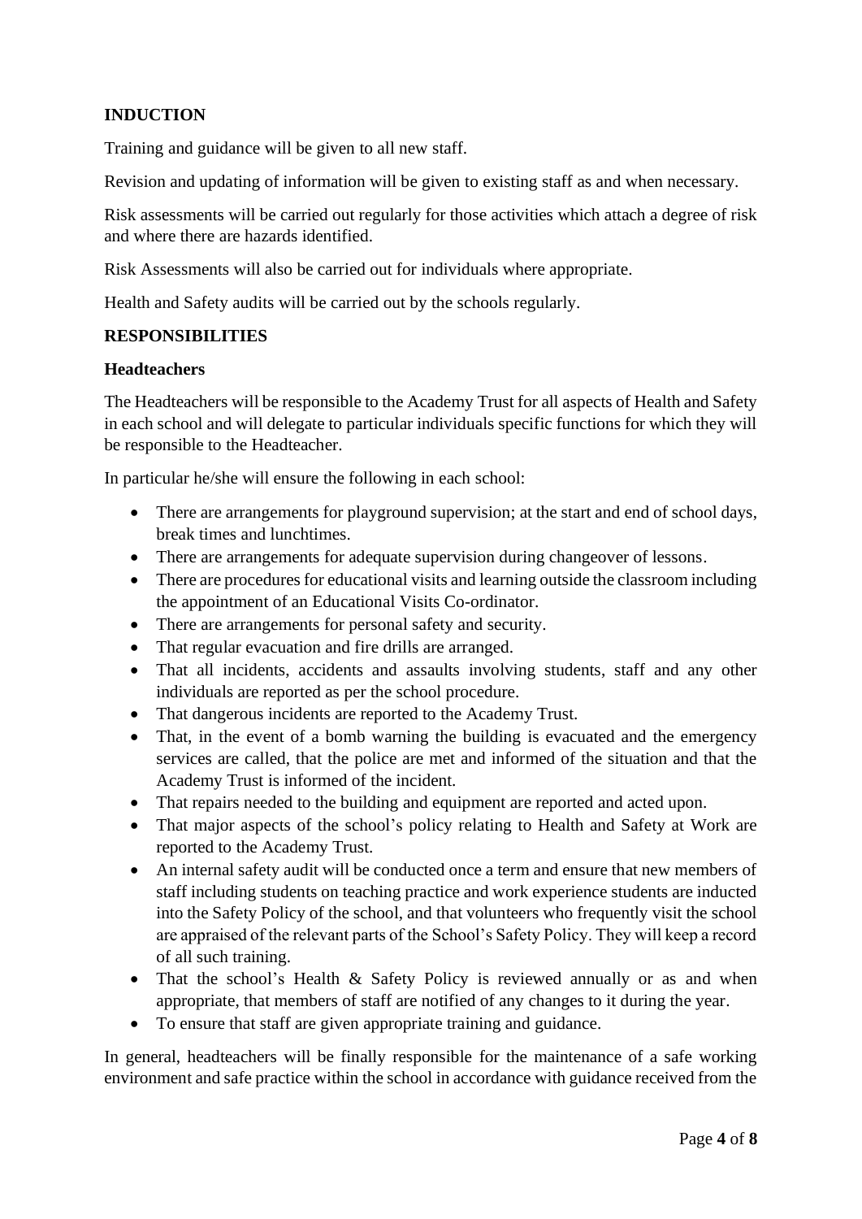**INDUCTION**

Training and guidance will be given to all new staff.

Revision and updating of information will be given to existing staff as and when necessary.

Risk assessments will be carried out regularly for those activities which attach a degree of risk and where there are hazards identified.

Risk Assessments will also be carried out for individuals where appropriate.

Health and Safety audits will be carried out by the schools regularly.

**RESPONSIBILITIES**

**Headteachers**

The Headteachers will be responsible to the Academy Trust for all aspects of Health and Safety in each school and will delegate to particular individuals specific functions for which they will be responsible to the Headteacher.

In particular he/she will ensure the following in each school:

- There are arrangements for playground supervision; at the start and end of school days, break times and lunchtimes.
- There are arrangements for adequate supervision during changeover of lessons.
- There are procedures for educational visits and learning outside the classroom including the appointment of an Educational Visits Co-ordinator.
- There are arrangements for personal safety and security.
- That regular evacuation and fire drills are arranged.
- That all incidents, accidents and assaults involving students, staff and any other individuals are reported as per the school procedure.
- That dangerous incidents are reported to the Academy Trust.
- That, in the event of a bomb warning the building is evacuated and the emergency services are called, that the police are met and informed of the situation and that the Academy Trust is informed of the incident.
- That repairs needed to the building and equipment are reported and acted upon.
- That major aspects of the school's policy relating to Health and Safety at Work are reported to the Academy Trust.
- An internal safety audit will be conducted once a term and ensure that new members of staff including students on teaching practice and work experience students are inducted into the Safety Policy of the school, and that volunteers who frequently visit the school are appraised of the relevant parts of the School's Safety Policy. They will keep a record of all such training.
- That the school's Health & Safety Policy is reviewed annually or as and when appropriate, that members of staff are notified of any changes to it during the year.
- To ensure that staff are given appropriate training and guidance.

In general, headteachers will be finally responsible for the maintenance of a safe working environment and safe practice within the school in accordance with guidance received from the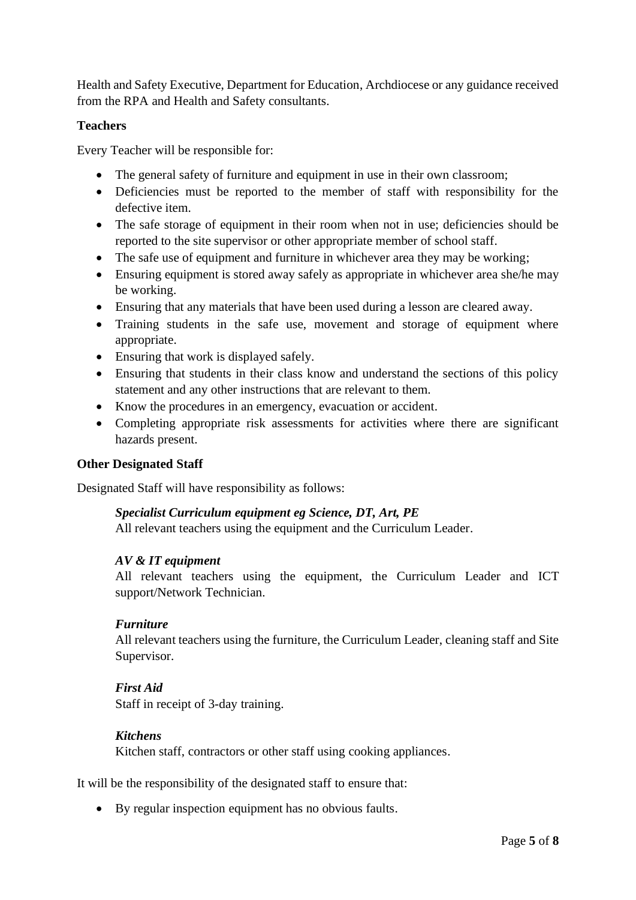Health and Safety Executive, Department for Education, Archdiocese or any guidance received from the RPA and Health and Safety consultants.

**Teachers**

Every Teacher will be responsible for:

- The general safety of furniture and equipment in use in their own classroom;
- Deficiencies must be reported to the member of staff with responsibility for the defective item.
- The safe storage of equipment in their room when not in use; deficiencies should be reported to the site supervisor or other appropriate member of school staff.
- The safe use of equipment and furniture in whichever area they may be working;
- Ensuring equipment is stored away safely as appropriate in whichever area she/he may be working.
- Ensuring that any materials that have been used during a lesson are cleared away.
- Training students in the safe use, movement and storage of equipment where appropriate.
- Ensuring that work is displayed safely.
- Ensuring that students in their class know and understand the sections of this policy statement and any other instructions that are relevant to them.
- Know the procedures in an emergency, evacuation or accident.
- Completing appropriate risk assessments for activities where there are significant hazards present.

**Other Designated Staff**

Designated Staff will have responsibility as follows:

> ***Specialist Curriculum equipment eg Science, DT, Art, PE***
> All relevant teachers using the equipment and the Curriculum Leader.
>
> ***AV & IT equipment***
> All relevant teachers using the equipment, the Curriculum Leader and ICT support/Network Technician.
>
> ***Furniture***
> All relevant teachers using the furniture, the Curriculum Leader, cleaning staff and Site Supervisor.
>
> ***First Aid***
> Staff in receipt of 3-day training.
>
> ***Kitchens***
> Kitchen staff, contractors or other staff using cooking appliances.

It will be the responsibility of the designated staff to ensure that:

- By regular inspection equipment has no obvious faults.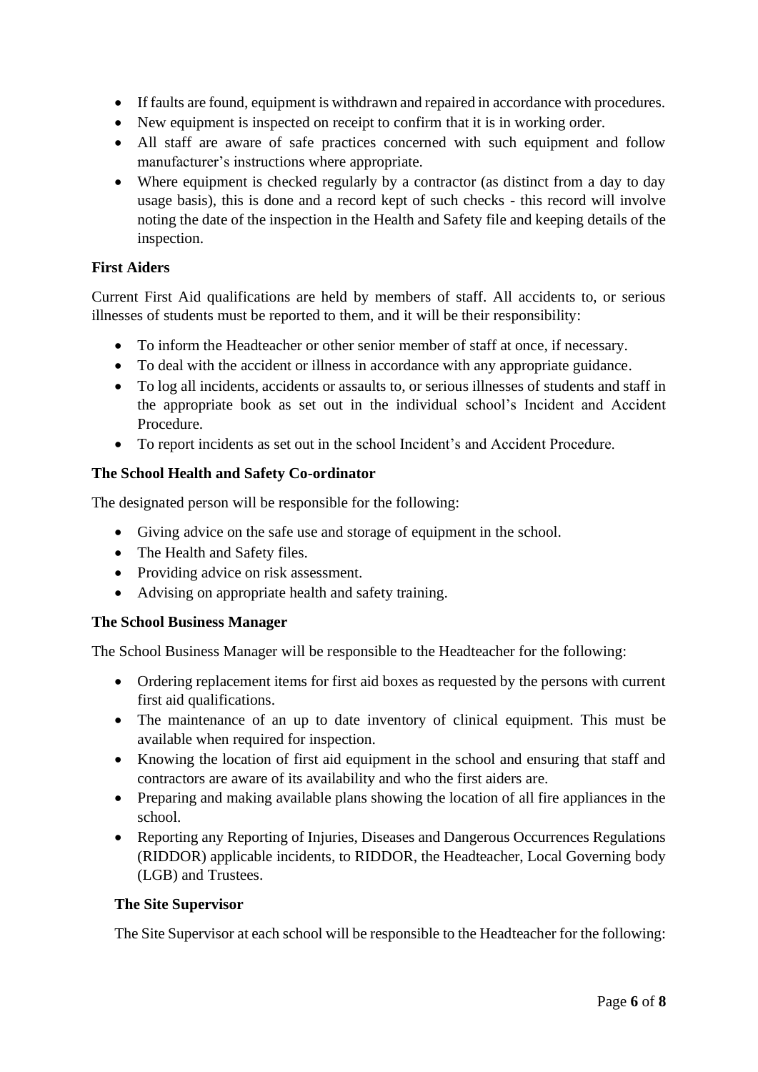- If faults are found, equipment is withdrawn and repaired in accordance with procedures.
- New equipment is inspected on receipt to confirm that it is in working order.
- All staff are aware of safe practices concerned with such equipment and follow manufacturer's instructions where appropriate.
- Where equipment is checked regularly by a contractor (as distinct from a day to day usage basis), this is done and a record kept of such checks - this record will involve noting the date of the inspection in the Health and Safety file and keeping details of the inspection.

**First Aiders**

Current First Aid qualifications are held by members of staff. All accidents to, or serious illnesses of students must be reported to them, and it will be their responsibility:

- To inform the Headteacher or other senior member of staff at once, if necessary.
- To deal with the accident or illness in accordance with any appropriate guidance.
- To log all incidents, accidents or assaults to, or serious illnesses of students and staff in the appropriate book as set out in the individual school's Incident and Accident Procedure.
- To report incidents as set out in the school Incident's and Accident Procedure.

**The School Health and Safety Co-ordinator**

The designated person will be responsible for the following:

- Giving advice on the safe use and storage of equipment in the school.
- The Health and Safety files.
- Providing advice on risk assessment.
- Advising on appropriate health and safety training.

**The School Business Manager**

The School Business Manager will be responsible to the Headteacher for the following:

- Ordering replacement items for first aid boxes as requested by the persons with current first aid qualifications.
- The maintenance of an up to date inventory of clinical equipment. This must be available when required for inspection.
- Knowing the location of first aid equipment in the school and ensuring that staff and contractors are aware of its availability and who the first aiders are.
- Preparing and making available plans showing the location of all fire appliances in the school.
- Reporting any Reporting of Injuries, Diseases and Dangerous Occurrences Regulations (RIDDOR) applicable incidents, to RIDDOR, the Headteacher, Local Governing body (LGB) and Trustees.

**The Site Supervisor**

The Site Supervisor at each school will be responsible to the Headteacher for the following: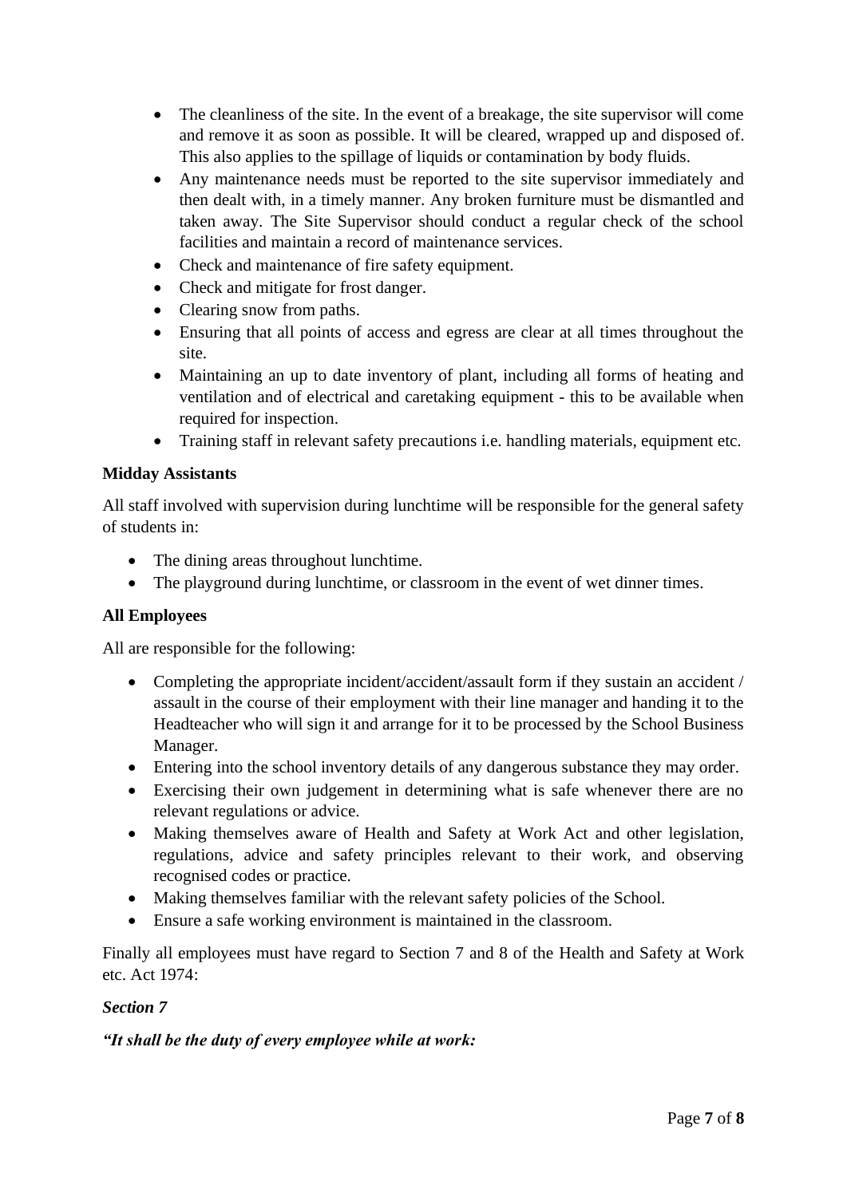- The cleanliness of the site. In the event of a breakage, the site supervisor will come and remove it as soon as possible. It will be cleared, wrapped up and disposed of. This also applies to the spillage of liquids or contamination by body fluids.
- Any maintenance needs must be reported to the site supervisor immediately and then dealt with, in a timely manner. Any broken furniture must be dismantled and taken away. The Site Supervisor should conduct a regular check of the school facilities and maintain a record of maintenance services.
- Check and maintenance of fire safety equipment.
- Check and mitigate for frost danger.
- Clearing snow from paths.
- Ensuring that all points of access and egress are clear at all times throughout the site.
- Maintaining an up to date inventory of plant, including all forms of heating and ventilation and of electrical and caretaking equipment - this to be available when required for inspection.
- Training staff in relevant safety precautions i.e. handling materials, equipment etc.

**Midday Assistants**

All staff involved with supervision during lunchtime will be responsible for the general safety of students in:

- The dining areas throughout lunchtime.
- The playground during lunchtime, or classroom in the event of wet dinner times.

**All Employees**

All are responsible for the following:

- Completing the appropriate incident/accident/assault form if they sustain an accident / assault in the course of their employment with their line manager and handing it to the Headteacher who will sign it and arrange for it to be processed by the School Business Manager.
- Entering into the school inventory details of any dangerous substance they may order.
- Exercising their own judgement in determining what is safe whenever there are no relevant regulations or advice.
- Making themselves aware of Health and Safety at Work Act and other legislation, regulations, advice and safety principles relevant to their work, and observing recognised codes or practice.
- Making themselves familiar with the relevant safety policies of the School.
- Ensure a safe working environment is maintained in the classroom.

Finally all employees must have regard to Section 7 and 8 of the Health and Safety at Work etc. Act 1974:

***Section 7***

***"It shall be the duty of every employee while at work:***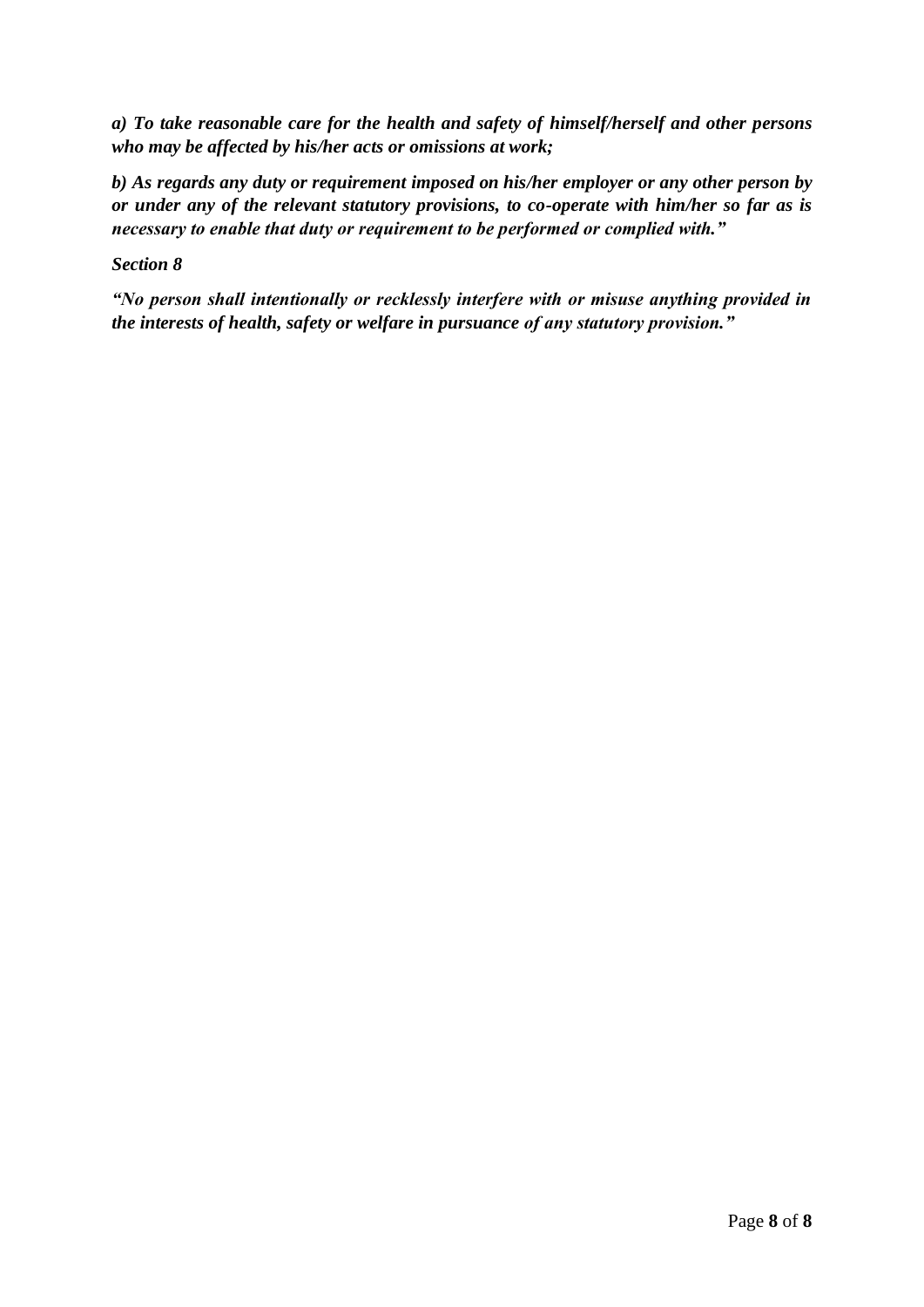***a) To take reasonable care for the health and safety of himself/herself and other persons who may be affected by his/her acts or omissions at work;***

***b) As regards any duty or requirement imposed on his/her employer or any other person by or under any of the relevant statutory provisions, to co-operate with him/her so far as is necessary to enable that duty or requirement to be performed or complied with."***

***Section 8***

***"No person shall intentionally or recklessly interfere with or misuse anything provided in the interests of health, safety or welfare in pursuance of any statutory provision."***